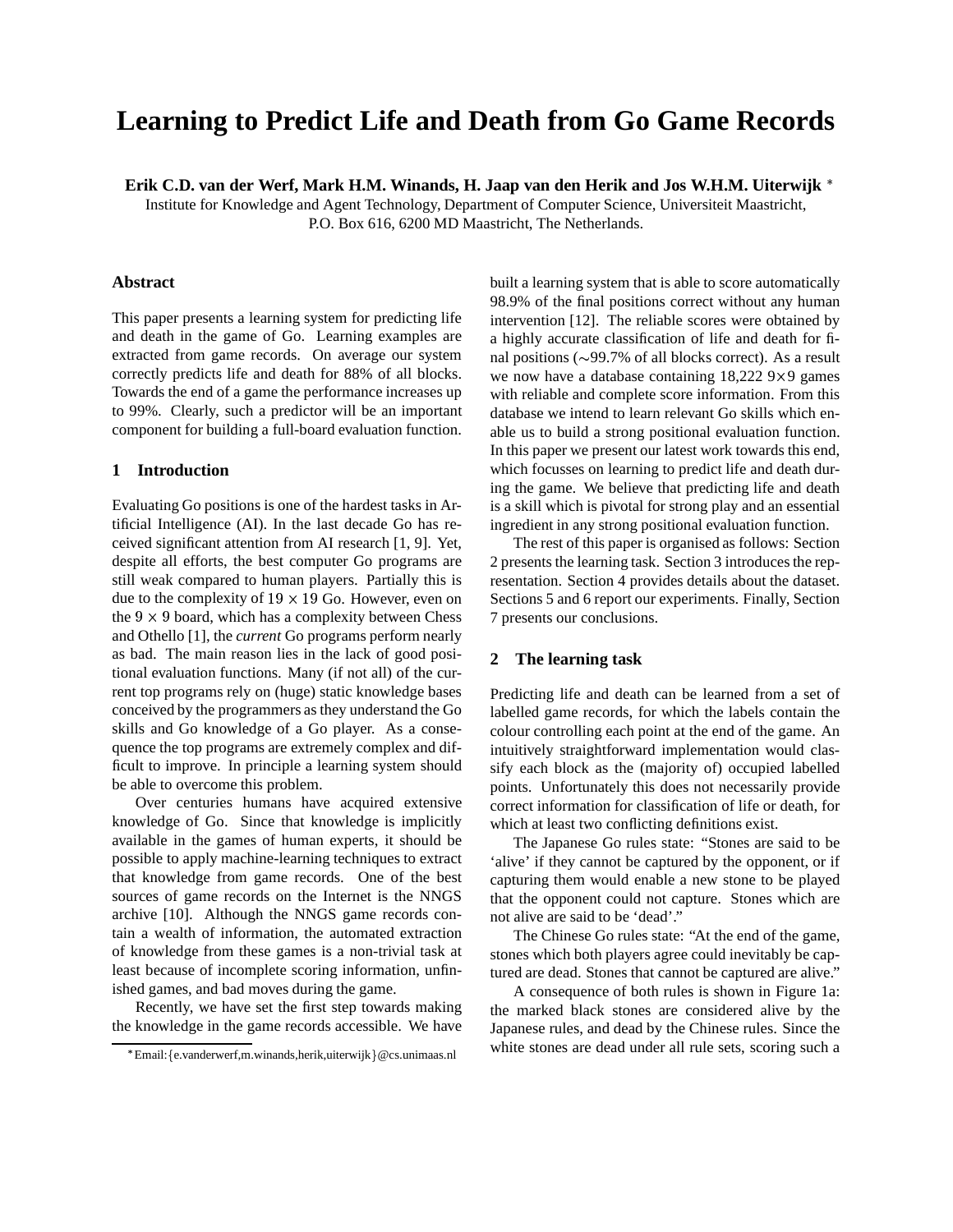# Learning to Predict Life and Death from Go Game Records

**Erik C.D. van der Werf, Mark H.M. Winands, H. Jaap van den Herik and Jos W.H.M. Uiterwijk** *

Institute for Knowledge and Agent Technology, Department of Computer Science, Universiteit Maastricht, P.O. Box 616, 6200 MD Maastricht, The Netherlands.

## Abstract

This paper presents a learning system for predicting life and death in the game of Go. Learning examples are extracted from game records. On average our system correctly predicts life and death for 88% of all blocks. Towards the end of a game the performance increases up to 99%. Clearly, such a predictor will be an important component for building a full-board evaluation function.

## 1 Introduction

Evaluating Go positions is one of the hardest tasks in Artificial Intelligence (AI). In the last decade Go has received significant attention from AI research [1, 9]. Yet, despite all efforts, the best computer Go programs are still weak compared to human players. Partially this is due to the complexity of $19 \times 19$ Go. However, even on the $9 \times 9$ board, which has a complexity between Chess and Othello [1], the *current* Go programs perform nearly as bad. The main reason lies in the lack of good positional evaluation functions. Many (if not all) of the current top programs rely on (huge) static knowledge bases conceived by the programmers as they understand the Go skills and Go knowledge of a Go player. As a consequence the top programs are extremely complex and difficult to improve. In principle a learning system should be able to overcome this problem.

Over centuries humans have acquired extensive knowledge of Go. Since that knowledge is implicitly available in the games of human experts, it should be possible to apply machine-learning techniques to extract that knowledge from game records. One of the best sources of game records on the Internet is the NNGS archive [10]. Although the NNGS game records contain a wealth of information, the automated extraction of knowledge from these games is a non-trivial task at least because of incomplete scoring information, unfinished games, and bad moves during the game.

Recently, we have set the first step towards making the knowledge in the game records accessible. We have built a learning system that is able to score automatically 98.9% of the final positions correct without any human intervention [12]. The reliable scores were obtained by a highly accurate classification of life and death for final positions (~99.7% of all blocks correct). As a result we now have a database containing 18,222 9×9 games with reliable and complete score information. From this database we intend to learn relevant Go skills which enable us to build a strong positional evaluation function. In this paper we present our latest work towards this end, which focusses on learning to predict life and death during the game. We believe that predicting life and death is a skill which is pivotal for strong play and an essential ingredient in any strong positional evaluation function.

The rest of this paper is organised as follows: Section 2 presents the learning task. Section 3 introduces the representation. Section 4 provides details about the dataset. Sections 5 and 6 report our experiments. Finally, Section 7 presents our conclusions.

## 2 The learning task

Predicting life and death can be learned from a set of labelled game records, for which the labels contain the colour controlling each point at the end of the game. An intuitively straightforward implementation would classify each block as the (majority of) occupied labelled points. Unfortunately this does not necessarily provide correct information for classification of life or death, for which at least two conflicting definitions exist.

The Japanese Go rules state: "Stones are said to be 'alive' if they cannot be captured by the opponent, or if capturing them would enable a new stone to be played that the opponent could not capture. Stones which are not alive are said to be 'dead'."

The Chinese Go rules state: "At the end of the game, stones which both players agree could inevitably be captured are dead. Stones that cannot be captured are alive."

A consequence of both rules is shown in Figure 1a: the marked black stones are considered alive by the Japanese rules, and dead by the Chinese rules. Since the white stones are dead under all rule sets, scoring such a

*Email:{e.vanderwerf,m.winands,herik,uiterwijk}@cs.unimaas.nl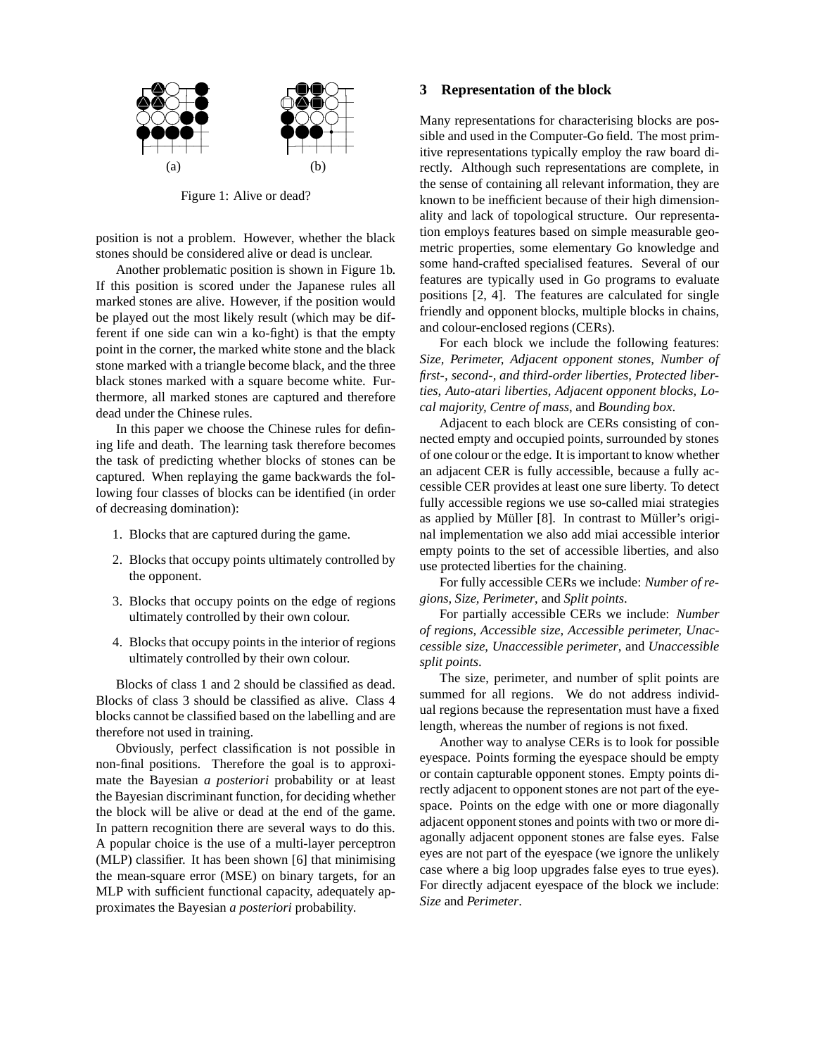(a) (b)

Figure 1: Alive or dead?

position is not a problem. However, whether the black stones should be considered alive or dead is unclear.

Another problematic position is shown in Figure 1b. If this position is scored under the Japanese rules all marked stones are alive. However, if the position would be played out the most likely result (which may be different if one side can win a ko-fight) is that the empty point in the corner, the marked white stone and the black stone marked with a triangle become black, and the three black stones marked with a square become white. Furthermore, all marked stones are captured and therefore dead under the Chinese rules.

In this paper we choose the Chinese rules for defining life and death. The learning task therefore becomes the task of predicting whether blocks of stones can be captured. When replaying the game backwards the following four classes of blocks can be identified (in order of decreasing domination):

1. Blocks that are captured during the game.
2. Blocks that occupy points ultimately controlled by the opponent.
3. Blocks that occupy points on the edge of regions ultimately controlled by their own colour.
4. Blocks that occupy points in the interior of regions ultimately controlled by their own colour.

Blocks of class 1 and 2 should be classified as dead. Blocks of class 3 should be classified as alive. Class 4 blocks cannot be classified based on the labelling and are therefore not used in training.

Obviously, perfect classification is not possible in non-final positions. Therefore the goal is to approximate the Bayesian *a posteriori* probability or at least the Bayesian discriminant function, for deciding whether the block will be alive or dead at the end of the game. In pattern recognition there are several ways to do this. A popular choice is the use of a multi-layer perceptron (MLP) classifier. It has been shown [6] that minimising the mean-square error (MSE) on binary targets, for an MLP with sufficient functional capacity, adequately approximates the Bayesian *a posteriori* probability.

## 3 Representation of the block

Many representations for characterising blocks are possible and used in the Computer-Go field. The most primitive representations typically employ the raw board directly. Although such representations are complete, in the sense of containing all relevant information, they are known to be inefficient because of their high dimensionality and lack of topological structure. Our representation employs features based on simple measurable geometric properties, some elementary Go knowledge and some hand-crafted specialised features. Several of our features are typically used in Go programs to evaluate positions [2, 4]. The features are calculated for single friendly and opponent blocks, multiple blocks in chains, and colour-enclosed regions (CERs).

For each block we include the following features: *Size, Perimeter, Adjacent opponent stones, Number of first-, second-, and third-order liberties, Protected liberties, Auto-atari liberties, Adjacent opponent blocks, Local majority, Centre of mass,* and *Bounding box*.

Adjacent to each block are CERs consisting of connected empty and occupied points, surrounded by stones of one colour or the edge. It is important to know whether an adjacent CER is fully accessible, because a fully accessible CER provides at least one sure liberty. To detect fully accessible regions we use so-called miai strategies as applied by Müller [8]. In contrast to Müller's original implementation we also add miai accessible interior empty points to the set of accessible liberties, and also use protected liberties for the chaining.

For fully accessible CERs we include: *Number of regions, Size, Perimeter*, and *Split points*.

For partially accessible CERs we include: *Number of regions, Accessible size, Accessible perimeter, Unaccessible size, Unaccessible perimeter*, and *Unaccessible split points*.

The size, perimeter, and number of split points are summed for all regions. We do not address individual regions because the representation must have a fixed length, whereas the number of regions is not fixed.

Another way to analyse CERs is to look for possible eyespace. Points forming the eyespace should be empty or contain capturable opponent stones. Empty points directly adjacent to opponent stones are not part of the eyespace. Points on the edge with one or more diagonally adjacent opponent stones and points with two or more diagonally adjacent opponent stones are false eyes. False eyes are not part of the eyespace (we ignore the unlikely case where a big loop upgrades false eyes to true eyes). For directly adjacent eyespace of the block we include: *Size* and *Perimeter*.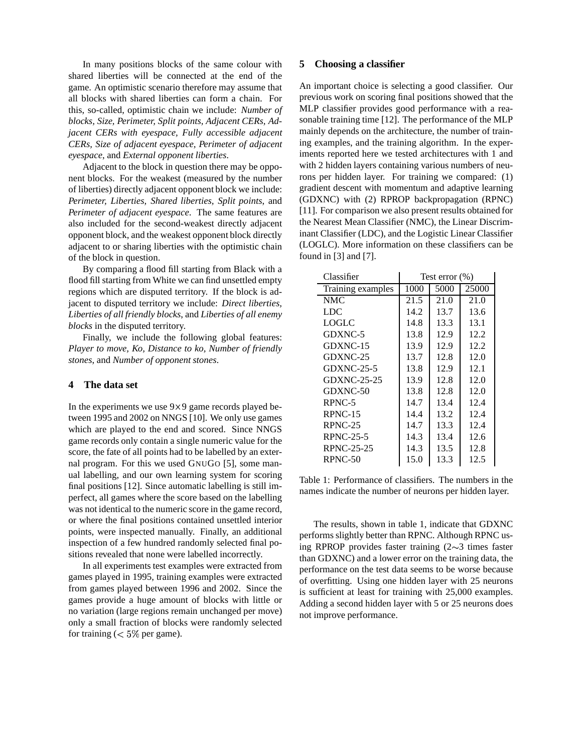In many positions blocks of the same colour with shared liberties will be connected at the end of the game. An optimistic scenario therefore may assume that all blocks with shared liberties can form a chain. For this, so-called, optimistic chain we include: *Number of blocks, Size, Perimeter, Split points, Adjacent CERs, Adjacent CERs with eyespace, Fully accessible adjacent CERs, Size of adjacent eyespace, Perimeter of adjacent eyespace*, and *External opponent liberties*.

Adjacent to the block in question there may be opponent blocks. For the weakest (measured by the number of liberties) directly adjacent opponent block we include: *Perimeter, Liberties, Shared liberties, Split points*, and *Perimeter of adjacent eyespace*. The same features are also included for the second-weakest directly adjacent opponent block, and the weakest opponent block directly adjacent to or sharing liberties with the optimistic chain of the block in question.

By comparing a flood fill starting from Black with a flood fill starting from White we can find unsettled empty regions which are disputed territory. If the block is adjacent to disputed territory we include: *Direct liberties, Liberties of all friendly blocks*, and *Liberties of all enemy blocks* in the disputed territory.

Finally, we include the following global features: *Player to move, Ko, Distance to ko, Number of friendly stones*, and *Number of opponent stones*.

## 4 The data set

In the experiments we use 9×9 game records played between 1995 and 2002 on NNGS [10]. We only use games which are played to the end and scored. Since NNGS game records only contain a single numeric value for the score, the fate of all points had to be labelled by an external program. For this we used GNUGO [5], some manual labelling, and our own learning system for scoring final positions [12]. Since automatic labelling is still imperfect, all games where the score based on the labelling was not identical to the numeric score in the game record, or where the final positions contained unsettled interior points, were inspected manually. Finally, an additional inspection of a few hundred randomly selected final positions revealed that none were labelled incorrectly.

In all experiments test examples were extracted from games played in 1995, training examples were extracted from games played between 1996 and 2002. Since the games provide a huge amount of blocks with little or no variation (large regions remain unchanged per move) only a small fraction of blocks were randomly selected for training ($< 5\%$ per game).

## 5 Choosing a classifier

An important choice is selecting a good classifier. Our previous work on scoring final positions showed that the MLP classifier provides good performance with a reasonable training time [12]. The performance of the MLP mainly depends on the architecture, the number of training examples, and the training algorithm. In the experiments reported here we tested architectures with 1 and with 2 hidden layers containing various numbers of neurons per hidden layer. For training we compared: (1) gradient descent with momentum and adaptive learning (GDXNC) with (2) RPROP backpropagation (RPNC) [11]. For comparison we also present results obtained for the Nearest Mean Classifier (NMC), the Linear Discriminant Classifier (LDC), and the Logistic Linear Classifier (LOGLC). More information on these classifiers can be found in [3] and [7].

| Classifier | Test error (%) | | |
|---|---|---|---|
| Training examples | 1000 | 5000 | 25000 |
| NMC | 21.5 | 21.0 | 21.0 |
| LDC | 14.2 | 13.7 | 13.6 |
| LOGLC | 14.8 | 13.3 | 13.1 |
| GDXNC-5 | 13.8 | 12.9 | 12.2 |
| GDXNC-15 | 13.9 | 12.9 | 12.2 |
| GDXNC-25 | 13.7 | 12.8 | 12.0 |
| GDXNC-25-5 | 13.8 | 12.9 | 12.1 |
| GDXNC-25-25 | 13.9 | 12.8 | 12.0 |
| GDXNC-50 | 13.8 | 12.8 | 12.0 |
| RPNC-5 | 14.7 | 13.4 | 12.4 |
| RPNC-15 | 14.4 | 13.2 | 12.4 |
| RPNC-25 | 14.7 | 13.3 | 12.4 |
| RPNC-25-5 | 14.3 | 13.4 | 12.6 |
| RPNC-25-25 | 14.3 | 13.5 | 12.8 |
| RPNC-50 | 15.0 | 13.3 | 12.5 |

Table 1: Performance of classifiers. The numbers in the names indicate the number of neurons per hidden layer.

The results, shown in table 1, indicate that GDXNC performs slightly better than RPNC. Although RPNC using RPROP provides faster training (2∼3 times faster than GDXNC) and a lower error on the training data, the performance on the test data seems to be worse because of overfitting. Using one hidden layer with 25 neurons is sufficient at least for training with 25,000 examples. Adding a second hidden layer with 5 or 25 neurons does not improve performance.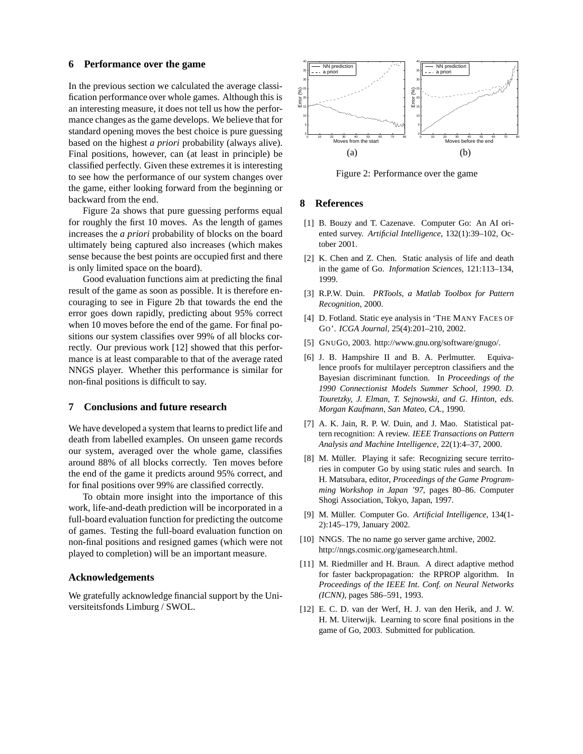## 6 Performance over the game

In the previous section we calculated the average classification performance over whole games. Although this is an interesting measure, it does not tell us how the performance changes as the game develops. We believe that for standard opening moves the best choice is pure guessing based on the highest *a priori* probability (always alive). Final positions, however, can (at least in principle) be classified perfectly. Given these extremes it is interesting to see how the performance of our system changes over the game, either looking forward from the beginning or backward from the end.

Figure 2a shows that pure guessing performs equal for roughly the first 10 moves. As the length of games increases the *a priori* probability of blocks on the board ultimately being captured also increases (which makes sense because the best points are occupied first and there is only limited space on the board).

Good evaluation functions aim at predicting the final result of the game as soon as possible. It is therefore encouraging to see in Figure 2b that towards the end the error goes down rapidly, predicting about 95% correct when 10 moves before the end of the game. For final positions our system classifies over 99% of all blocks correctly. Our previous work [12] showed that this performance is at least comparable to that of the average rated NNGS player. Whether this performance is similar for non-final positions is difficult to say.

## 7 Conclusions and future research

We have developed a system that learns to predict life and death from labelled examples. On unseen game records our system, averaged over the whole game, classifies around 88% of all blocks correctly. Ten moves before the end of the game it predicts around 95% correct, and for final positions over 99% are classified correctly.

To obtain more insight into the importance of this work, life-and-death prediction will be incorporated in a full-board evaluation function for predicting the outcome of games. Testing the full-board evaluation function on non-final positions and resigned games (which were not played to completion) will be an important measure.

## Acknowledgements

We gratefully acknowledge financial support by the Universiteitsfonds Limburg / SWOL.

NN prediction
a priori
Error (%)
Moves from the start
(a)

NN prediction
a priori
Error (%)
Moves before the end
(b)

Figure 2: Performance over the game

## 8 References

[1] B. Bouzy and T. Cazenave. Computer Go: An AI oriented survey. *Artificial Intelligence*, 132(1):39–102, October 2001.

[2] K. Chen and Z. Chen. Static analysis of life and death in the game of Go. *Information Sciences*, 121:113–134, 1999.

[3] R.P.W. Duin. *PRTools, a Matlab Toolbox for Pattern Recognition*, 2000.

[4] D. Fotland. Static eye analysis in 'THE MANY FACES OF GO'. *ICGA Journal*, 25(4):201–210, 2002.

[5] GNUGO, 2003. http://www.gnu.org/software/gnugo/.

[6] J. B. Hampshire II and B. A. Perlmutter. Equivalence proofs for multilayer perceptron classifiers and the Bayesian discriminant function. In *Proceedings of the 1990 Connectionist Models Summer School, 1990. D. Touretzky, J. Elman, T. Sejnowski, and G. Hinton, eds. Morgan Kaufmann, San Mateo, CA.*, 1990.

[7] A. K. Jain, R. P. W. Duin, and J. Mao. Statistical pattern recognition: A review. *IEEE Transactions on Pattern Analysis and Machine Intelligence*, 22(1):4–37, 2000.

[8] M. Müller. Playing it safe: Recognizing secure territories in computer Go by using static rules and search. In H. Matsubara, editor, *Proceedings of the Game Programming Workshop in Japan '97*, pages 80–86. Computer Shogi Association, Tokyo, Japan, 1997.

[9] M. Müller. Computer Go. *Artificial Intelligence*, 134(1-2):145–179, January 2002.

[10] NNGS. The no name go server game archive, 2002. http://nngs.cosmic.org/gamesearch.html.

[11] M. Riedmiller and H. Braun. A direct adaptive method for faster backpropagation: the RPROP algorithm. In *Proceedings of the IEEE Int. Conf. on Neural Networks (ICNN)*, pages 586–591, 1993.

[12] E. C. D. van der Werf, H. J. van den Herik, and J. W. H. M. Uiterwijk. Learning to score final positions in the game of Go, 2003. Submitted for publication.